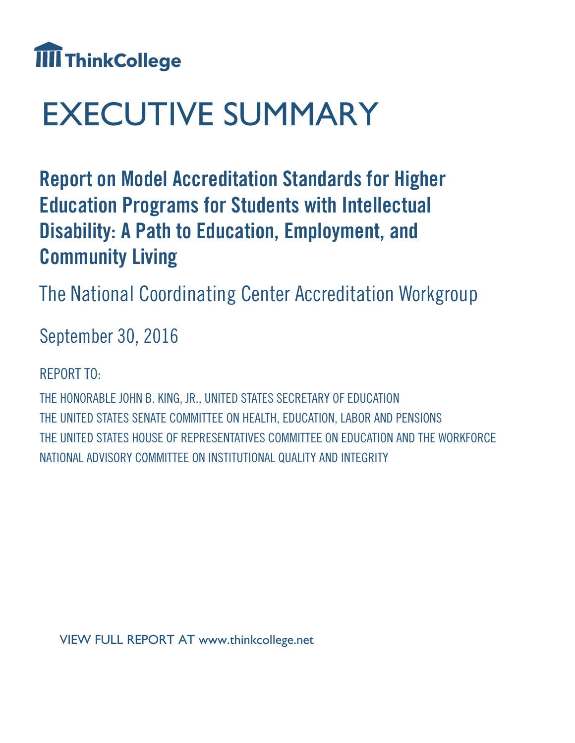ThinkCollege

# EXECUTIVE SUMMARY

## Report on Model Accreditation Standards for Higher Education Programs for Students with Intellectual Disability: A Path to Education, Employment, and Community Living

The National Coordinating Center Accreditation Workgroup

September 30, 2016

REPORT TO:

THE HONORABLE JOHN B. KING, JR., UNITED STATES SECRETARY OF EDUCATION
THE UNITED STATES SENATE COMMITTEE ON HEALTH, EDUCATION, LABOR AND PENSIONS
THE UNITED STATES HOUSE OF REPRESENTATIVES COMMITTEE ON EDUCATION AND THE WORKFORCE
NATIONAL ADVISORY COMMITTEE ON INSTITUTIONAL QUALITY AND INTEGRITY

VIEW FULL REPORT AT www.thinkcollege.net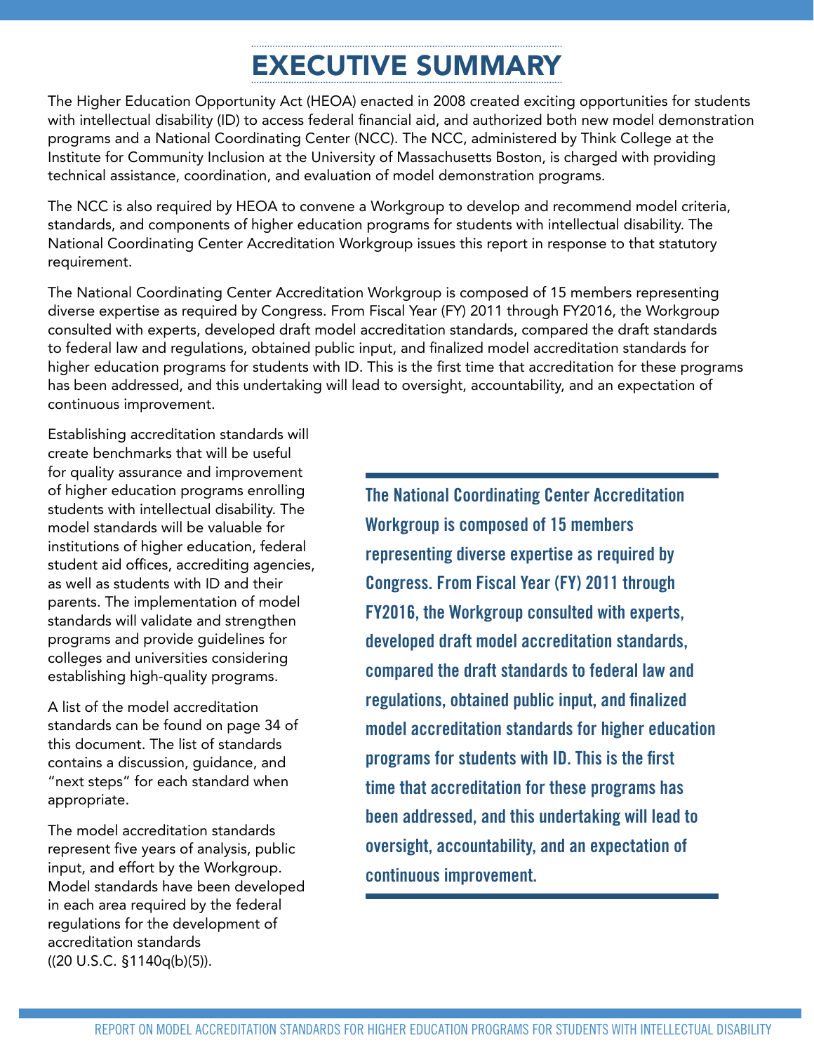# EXECUTIVE SUMMARY

The Higher Education Opportunity Act (HEOA) enacted in 2008 created exciting opportunities for students with intellectual disability (ID) to access federal financial aid, and authorized both new model demonstration programs and a National Coordinating Center (NCC). The NCC, administered by Think College at the Institute for Community Inclusion at the University of Massachusetts Boston, is charged with providing technical assistance, coordination, and evaluation of model demonstration programs.

The NCC is also required by HEOA to convene a Workgroup to develop and recommend model criteria, standards, and components of higher education programs for students with intellectual disability. The National Coordinating Center Accreditation Workgroup issues this report in response to that statutory requirement.

The National Coordinating Center Accreditation Workgroup is composed of 15 members representing diverse expertise as required by Congress. From Fiscal Year (FY) 2011 through FY2016, the Workgroup consulted with experts, developed draft model accreditation standards, compared the draft standards to federal law and regulations, obtained public input, and finalized model accreditation standards for higher education programs for students with ID. This is the first time that accreditation for these programs has been addressed, and this undertaking will lead to oversight, accountability, and an expectation of continuous improvement.

Establishing accreditation standards will create benchmarks that will be useful for quality assurance and improvement of higher education programs enrolling students with intellectual disability. The model standards will be valuable for institutions of higher education, federal student aid offices, accrediting agencies, as well as students with ID and their parents. The implementation of model standards will validate and strengthen programs and provide guidelines for colleges and universities considering establishing high-quality programs.

A list of the model accreditation standards can be found on page 34 of this document. The list of standards contains a discussion, guidance, and "next steps" for each standard when appropriate.

The model accreditation standards represent five years of analysis, public input, and effort by the Workgroup. Model standards have been developed in each area required by the federal regulations for the development of accreditation standards ((20 U.S.C. §1140q(b)(5)).

**The National Coordinating Center Accreditation Workgroup is composed of 15 members representing diverse expertise as required by Congress. From Fiscal Year (FY) 2011 through FY2016, the Workgroup consulted with experts, developed draft model accreditation standards, compared the draft standards to federal law and regulations, obtained public input, and finalized model accreditation standards for higher education programs for students with ID. This is the first time that accreditation for these programs has been addressed, and this undertaking will lead to oversight, accountability, and an expectation of continuous improvement.**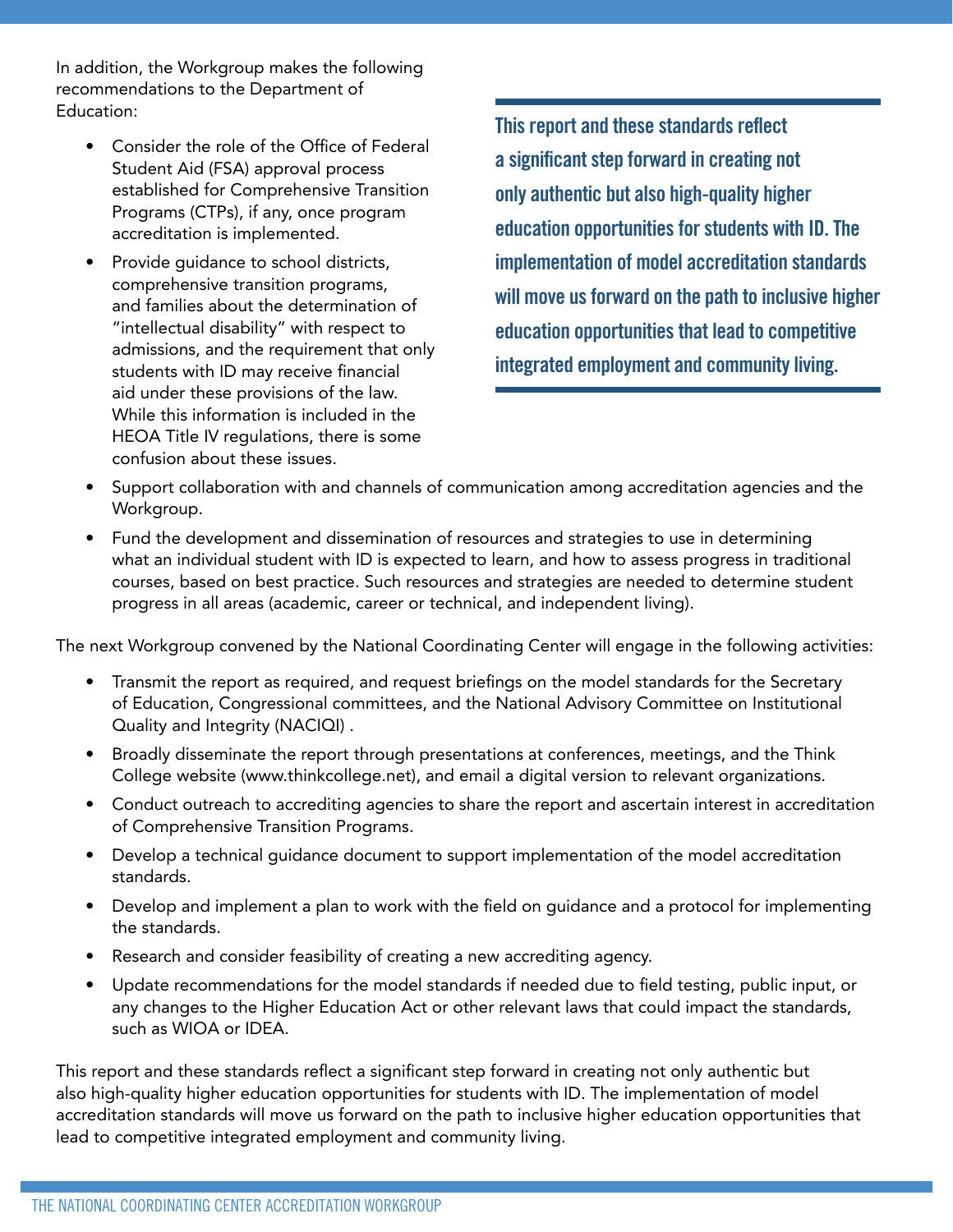In addition, the Workgroup makes the following recommendations to the Department of Education:

- Consider the role of the Office of Federal Student Aid (FSA) approval process established for Comprehensive Transition Programs (CTPs), if any, once program accreditation is implemented.
- Provide guidance to school districts, comprehensive transition programs, and families about the determination of "intellectual disability" with respect to admissions, and the requirement that only students with ID may receive financial aid under these provisions of the law. While this information is included in the HEOA Title IV regulations, there is some confusion about these issues.
- Support collaboration with and channels of communication among accreditation agencies and the Workgroup.
- Fund the development and dissemination of resources and strategies to use in determining what an individual student with ID is expected to learn, and how to assess progress in traditional courses, based on best practice. Such resources and strategies are needed to determine student progress in all areas (academic, career or technical, and independent living).

**This report and these standards reflect a significant step forward in creating not only authentic but also high-quality higher education opportunities for students with ID. The implementation of model accreditation standards will move us forward on the path to inclusive higher education opportunities that lead to competitive integrated employment and community living.**

The next Workgroup convened by the National Coordinating Center will engage in the following activities:

- Transmit the report as required, and request briefings on the model standards for the Secretary of Education, Congressional committees, and the National Advisory Committee on Institutional Quality and Integrity (NACIQI) .
- Broadly disseminate the report through presentations at conferences, meetings, and the Think College website (www.thinkcollege.net), and email a digital version to relevant organizations.
- Conduct outreach to accrediting agencies to share the report and ascertain interest in accreditation of Comprehensive Transition Programs.
- Develop a technical guidance document to support implementation of the model accreditation standards.
- Develop and implement a plan to work with the field on guidance and a protocol for implementing the standards.
- Research and consider feasibility of creating a new accrediting agency.
- Update recommendations for the model standards if needed due to field testing, public input, or any changes to the Higher Education Act or other relevant laws that could impact the standards, such as WIOA or IDEA.

This report and these standards reflect a significant step forward in creating not only authentic but also high-quality higher education opportunities for students with ID. The implementation of model accreditation standards will move us forward on the path to inclusive higher education opportunities that lead to competitive integrated employment and community living.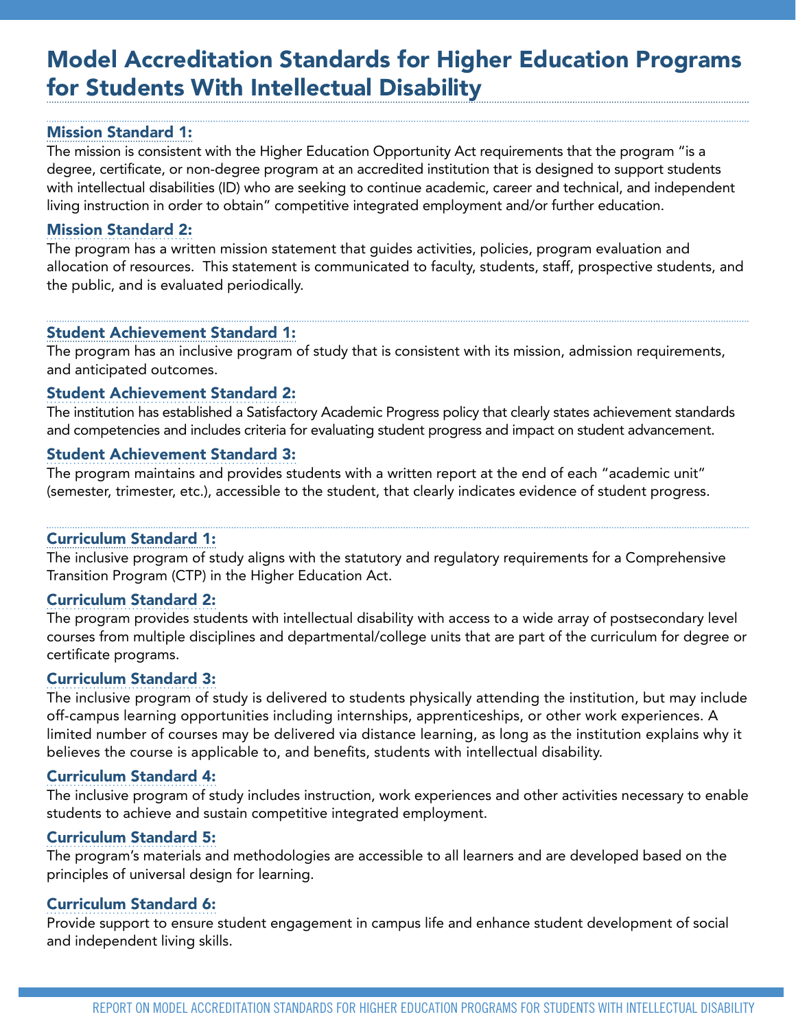# Model Accreditation Standards for Higher Education Programs for Students With Intellectual Disability

### Mission Standard 1:

The mission is consistent with the Higher Education Opportunity Act requirements that the program "is a degree, certificate, or non-degree program at an accredited institution that is designed to support students with intellectual disabilities (ID) who are seeking to continue academic, career and technical, and independent living instruction in order to obtain" competitive integrated employment and/or further education.

### Mission Standard 2:

The program has a written mission statement that guides activities, policies, program evaluation and allocation of resources. This statement is communicated to faculty, students, staff, prospective students, and the public, and is evaluated periodically.

### Student Achievement Standard 1:

The program has an inclusive program of study that is consistent with its mission, admission requirements, and anticipated outcomes.

### Student Achievement Standard 2:

The institution has established a Satisfactory Academic Progress policy that clearly states achievement standards and competencies and includes criteria for evaluating student progress and impact on student advancement.

### Student Achievement Standard 3:

The program maintains and provides students with a written report at the end of each "academic unit" (semester, trimester, etc.), accessible to the student, that clearly indicates evidence of student progress.

### Curriculum Standard 1:

The inclusive program of study aligns with the statutory and regulatory requirements for a Comprehensive Transition Program (CTP) in the Higher Education Act.

### Curriculum Standard 2:

The program provides students with intellectual disability with access to a wide array of postsecondary level courses from multiple disciplines and departmental/college units that are part of the curriculum for degree or certificate programs.

### Curriculum Standard 3:

The inclusive program of study is delivered to students physically attending the institution, but may include off-campus learning opportunities including internships, apprenticeships, or other work experiences. A limited number of courses may be delivered via distance learning, as long as the institution explains why it believes the course is applicable to, and benefits, students with intellectual disability.

### Curriculum Standard 4:

The inclusive program of study includes instruction, work experiences and other activities necessary to enable students to achieve and sustain competitive integrated employment.

### Curriculum Standard 5:

The program's materials and methodologies are accessible to all learners and are developed based on the principles of universal design for learning.

### Curriculum Standard 6:

Provide support to ensure student engagement in campus life and enhance student development of social and independent living skills.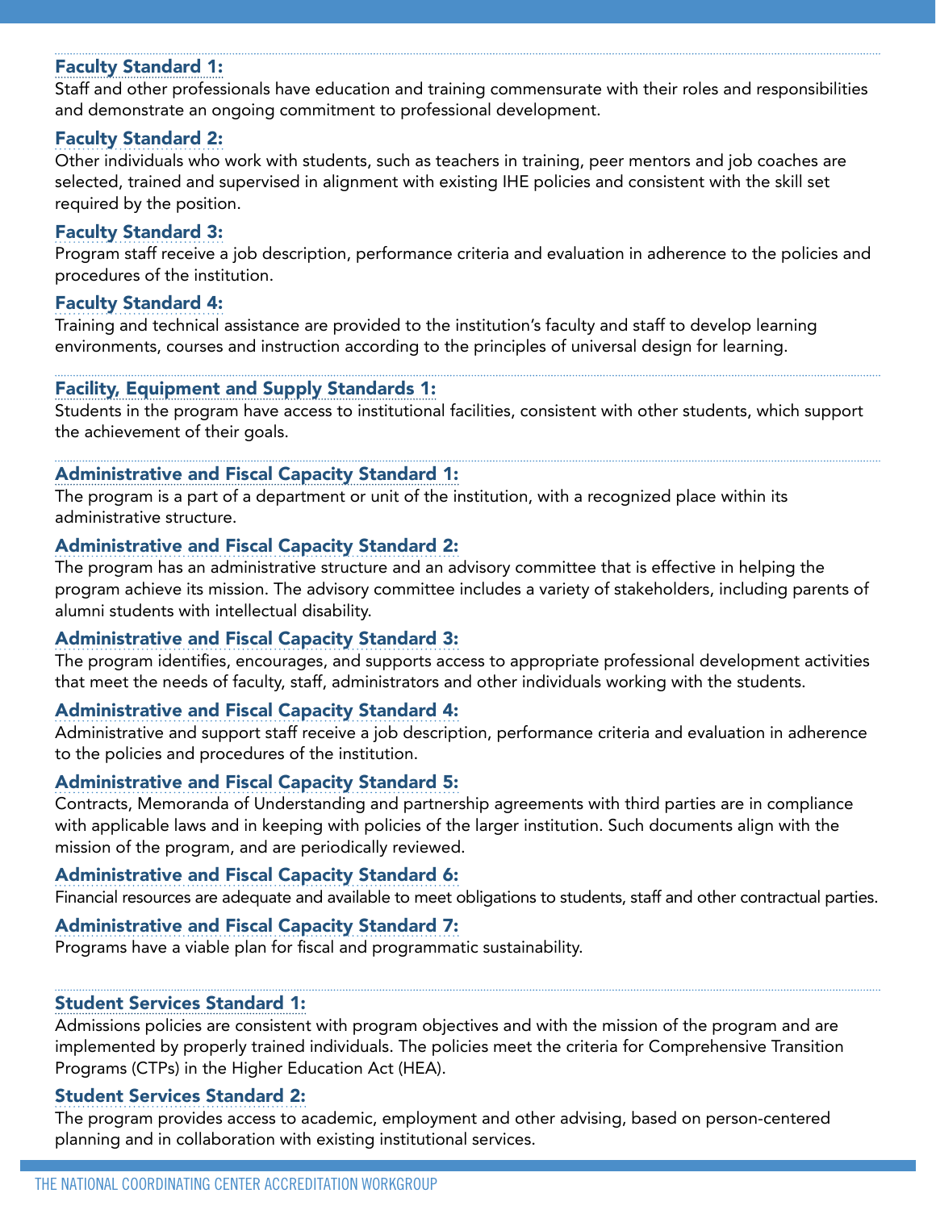### Faculty Standard 1:

Staff and other professionals have education and training commensurate with their roles and responsibilities and demonstrate an ongoing commitment to professional development.

### Faculty Standard 2:

Other individuals who work with students, such as teachers in training, peer mentors and job coaches are selected, trained and supervised in alignment with existing IHE policies and consistent with the skill set required by the position.

### Faculty Standard 3:

Program staff receive a job description, performance criteria and evaluation in adherence to the policies and procedures of the institution.

### Faculty Standard 4:

Training and technical assistance are provided to the institution's faculty and staff to develop learning environments, courses and instruction according to the principles of universal design for learning.

### Facility, Equipment and Supply Standards 1:

Students in the program have access to institutional facilities, consistent with other students, which support the achievement of their goals.

### Administrative and Fiscal Capacity Standard 1:

The program is a part of a department or unit of the institution, with a recognized place within its administrative structure.

### Administrative and Fiscal Capacity Standard 2:

The program has an administrative structure and an advisory committee that is effective in helping the program achieve its mission. The advisory committee includes a variety of stakeholders, including parents of alumni students with intellectual disability.

### Administrative and Fiscal Capacity Standard 3:

The program identifies, encourages, and supports access to appropriate professional development activities that meet the needs of faculty, staff, administrators and other individuals working with the students.

### Administrative and Fiscal Capacity Standard 4:

Administrative and support staff receive a job description, performance criteria and evaluation in adherence to the policies and procedures of the institution.

### Administrative and Fiscal Capacity Standard 5:

Contracts, Memoranda of Understanding and partnership agreements with third parties are in compliance with applicable laws and in keeping with policies of the larger institution. Such documents align with the mission of the program, and are periodically reviewed.

### Administrative and Fiscal Capacity Standard 6:

Financial resources are adequate and available to meet obligations to students, staff and other contractual parties.

### Administrative and Fiscal Capacity Standard 7:

Programs have a viable plan for fiscal and programmatic sustainability.

### Student Services Standard 1:

Admissions policies are consistent with program objectives and with the mission of the program and are implemented by properly trained individuals. The policies meet the criteria for Comprehensive Transition Programs (CTPs) in the Higher Education Act (HEA).

### Student Services Standard 2:

The program provides access to academic, employment and other advising, based on person-centered planning and in collaboration with existing institutional services.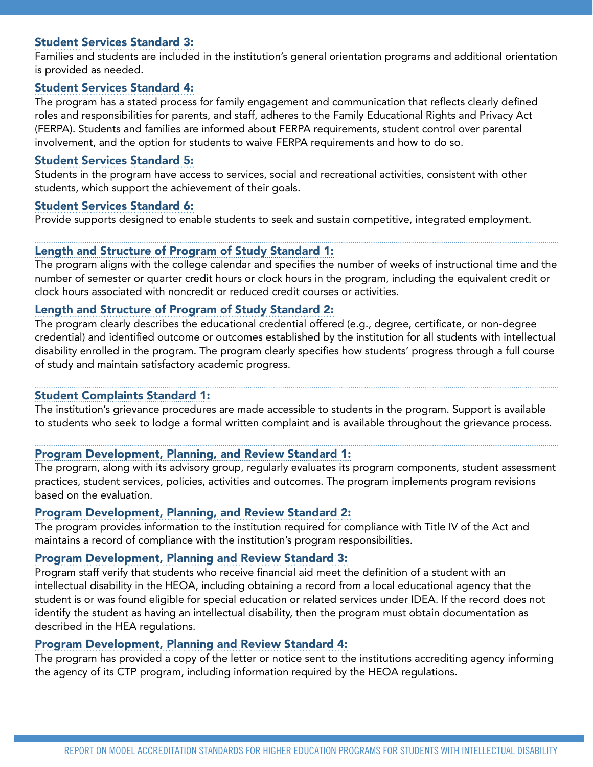### Student Services Standard 3:

Families and students are included in the institution's general orientation programs and additional orientation is provided as needed.

### Student Services Standard 4:

The program has a stated process for family engagement and communication that reflects clearly defined roles and responsibilities for parents, and staff, adheres to the Family Educational Rights and Privacy Act (FERPA). Students and families are informed about FERPA requirements, student control over parental involvement, and the option for students to waive FERPA requirements and how to do so.

### Student Services Standard 5:

Students in the program have access to services, social and recreational activities, consistent with other students, which support the achievement of their goals.

### Student Services Standard 6:

Provide supports designed to enable students to seek and sustain competitive, integrated employment.

### Length and Structure of Program of Study Standard 1:

The program aligns with the college calendar and specifies the number of weeks of instructional time and the number of semester or quarter credit hours or clock hours in the program, including the equivalent credit or clock hours associated with noncredit or reduced credit courses or activities.

### Length and Structure of Program of Study Standard 2:

The program clearly describes the educational credential offered (e.g., degree, certificate, or non-degree credential) and identified outcome or outcomes established by the institution for all students with intellectual disability enrolled in the program. The program clearly specifies how students' progress through a full course of study and maintain satisfactory academic progress.

### Student Complaints Standard 1:

The institution's grievance procedures are made accessible to students in the program. Support is available to students who seek to lodge a formal written complaint and is available throughout the grievance process.

### Program Development, Planning, and Review Standard 1:

The program, along with its advisory group, regularly evaluates its program components, student assessment practices, student services, policies, activities and outcomes. The program implements program revisions based on the evaluation.

### Program Development, Planning, and Review Standard 2:

The program provides information to the institution required for compliance with Title IV of the Act and maintains a record of compliance with the institution's program responsibilities.

### Program Development, Planning and Review Standard 3:

Program staff verify that students who receive financial aid meet the definition of a student with an intellectual disability in the HEOA, including obtaining a record from a local educational agency that the student is or was found eligible for special education or related services under IDEA. If the record does not identify the student as having an intellectual disability, then the program must obtain documentation as described in the HEA regulations.

### Program Development, Planning and Review Standard 4:

The program has provided a copy of the letter or notice sent to the institutions accrediting agency informing the agency of its CTP program, including information required by the HEOA regulations.